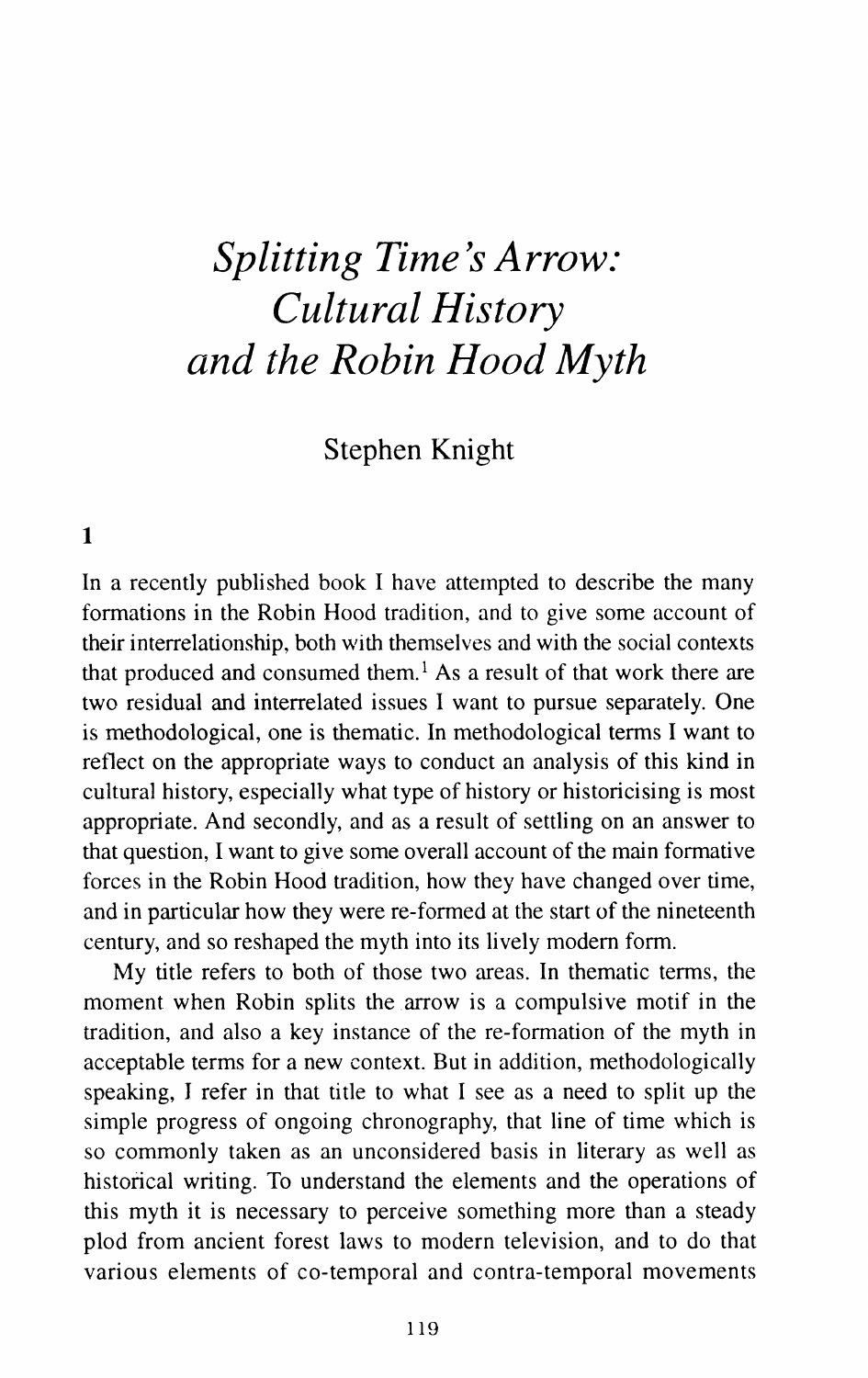# *Splitting Time's Arrow: Cultural History and the Robin Hood Myth*

Stephen Knight

## 1

In a recently published book I have attempted to describe the many formations in the Robin Hood tradition, and to give some account of their interrelationship, both with themselves and with the social contexts that produced and consumed them.[1] As a result of that work there are two residual and interrelated issues I want to pursue separately. One is methodological, one is thematic. In methodological terms I want to reflect on the appropriate ways to conduct an analysis of this kind in cultural history, especially what type of history or historicising is most appropriate. And secondly, and as a result of settling on an answer to that question, I want to give some overall account of the main formative forces in the Robin Hood tradition, how they have changed over time, and in particular how they were re-formed at the start of the nineteenth century, and so reshaped the myth into its lively modern form.

My title refers to both of those two areas. In thematic terms, the moment when Robin splits the arrow is a compulsive motif in the tradition, and also a key instance of the re-formation of the myth in acceptable terms for a new context. But in addition, methodologically speaking, I refer in that title to what I see as a need to split up the simple progress of ongoing chronography, that line of time which is so commonly taken as an unconsidered basis in literary as well as historical writing. To understand the elements and the operations of this myth it is necessary to perceive something more than a steady plod from ancient forest laws to modern television, and to do that various elements of co-temporal and contra-temporal movements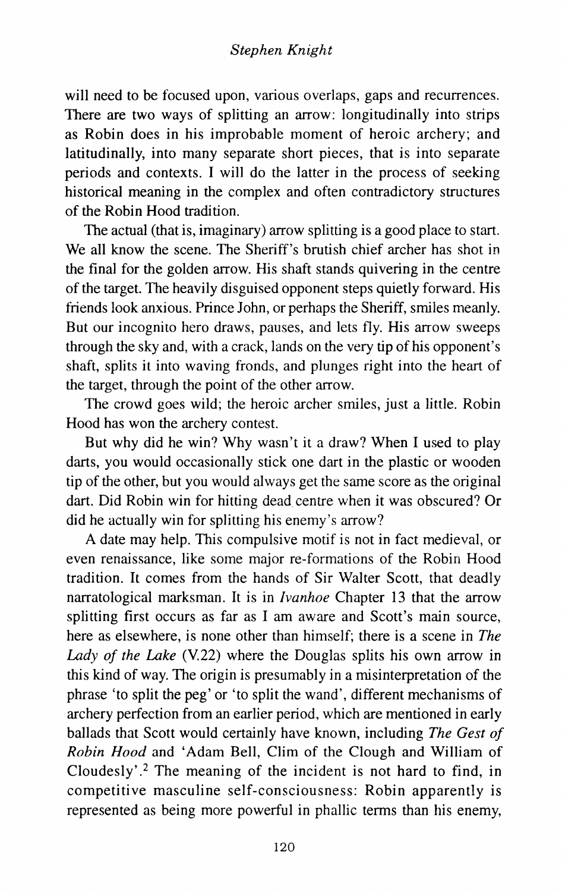will need to be focused upon, various overlaps, gaps and recurrences. There are two ways of splitting an arrow: longitudinally into strips as Robin does in his improbable moment of heroic archery; and latitudinally, into many separate short pieces, that is into separate periods and contexts. I will do the latter in the process of seeking historical meaning in the complex and often contradictory structures of the Robin Hood tradition.

The actual (that is, imaginary) arrow splitting is a good place to start. We all know the scene. The Sheriff's brutish chief archer has shot in the final for the golden arrow. His shaft stands quivering in the centre of the target. The heavily disguised opponent steps quietly forward. His friends look anxious. Prince John, or perhaps the Sheriff, smiles meanly. But our incognito hero draws, pauses, and lets fly. His arrow sweeps through the sky and, with a crack, lands on the very tip of his opponent's shaft, splits it into waving fronds, and plunges right into the heart of the target, through the point of the other arrow.

The crowd goes wild; the heroic archer smiles, just a little. Robin Hood has won the archery contest.

But why did he win? Why wasn't it a draw? When I used to play darts, you would occasionally stick one dart in the plastic or wooden tip of the other, but you would always get the same score as the original dart. Did Robin win for hitting dead centre when it was obscured? Or did he actually win for splitting his enemy's arrow?

A date may help. This compulsive motif is not in fact medieval, or even renaissance, like some major re-formations of the Robin Hood tradition. It comes from the hands of Sir Walter Scott, that deadly narratological marksman. It is in *Ivanhoe* Chapter 13 that the arrow splitting first occurs as far as I am aware and Scott's main source, here as elsewhere, is none other than himself; there is a scene in *The Lady of the Lake* (V.22) where the Douglas splits his own arrow in this kind of way. The origin is presumably in a misinterpretation of the phrase 'to split the peg' or 'to split the wand', different mechanisms of archery perfection from an earlier period, which are mentioned in early ballads that Scott would certainly have known, including *The Gest of Robin Hood* and 'Adam Bell, Clim of the Clough and William of Cloudesly'.[2] The meaning of the incident is not hard to find, in competitive masculine self-consciousness: Robin apparently is represented as being more powerful in phallic terms than his enemy,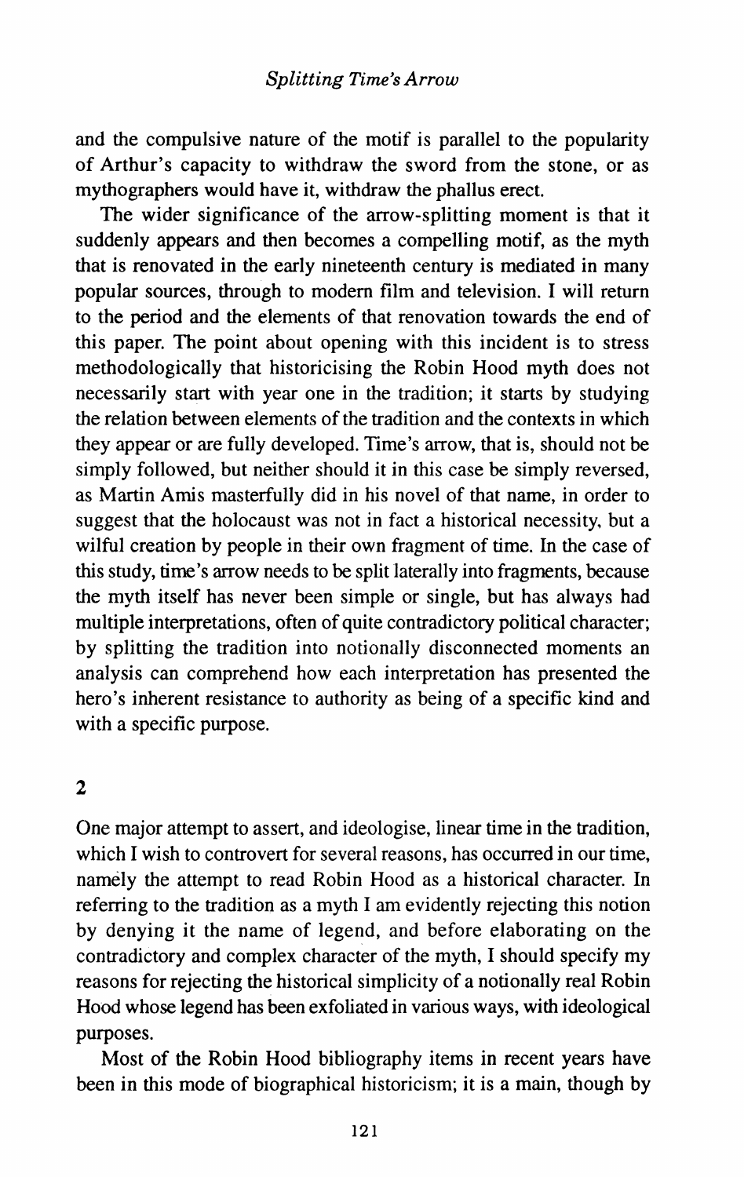and the compulsive nature of the motif is parallel to the popularity of Arthur's capacity to withdraw the sword from the stone, or as mythographers would have it, withdraw the phallus erect.

The wider significance of the arrow-splitting moment is that it suddenly appears and then becomes a compelling motif, as the myth that is renovated in the early nineteenth century is mediated in many popular sources, through to modern film and television. I will return to the period and the elements of that renovation towards the end of this paper. The point about opening with this incident is to stress methodologically that historicising the Robin Hood myth does not necessarily start with year one in the tradition; it starts by studying the relation between elements of the tradition and the contexts in which they appear or are fully developed. Time's arrow, that is, should not be simply followed, but neither should it in this case be simply reversed, as Martin Amis masterfully did in his novel of that name, in order to suggest that the holocaust was not in fact a historical necessity, but a wilful creation by people in their own fragment of time. In the case of this study, time's arrow needs to be split laterally into fragments, because the myth itself has never been simple or single, but has always had multiple interpretations, often of quite contradictory political character; by splitting the tradition into notionally disconnected moments an analysis can comprehend how each interpretation has presented the hero's inherent resistance to authority as being of a specific kind and with a specific purpose.

## 2

One major attempt to assert, and ideologise, linear time in the tradition, which I wish to controvert for several reasons, has occurred in our time, namely the attempt to read Robin Hood as a historical character. In referring to the tradition as a myth I am evidently rejecting this notion by denying it the name of legend, and before elaborating on the contradictory and complex character of the myth, I should specify my reasons for rejecting the historical simplicity of a notionally real Robin Hood whose legend has been exfoliated in various ways, with ideological purposes.

Most of the Robin Hood bibliography items in recent years have been in this mode of biographical historicism; it is a main, though by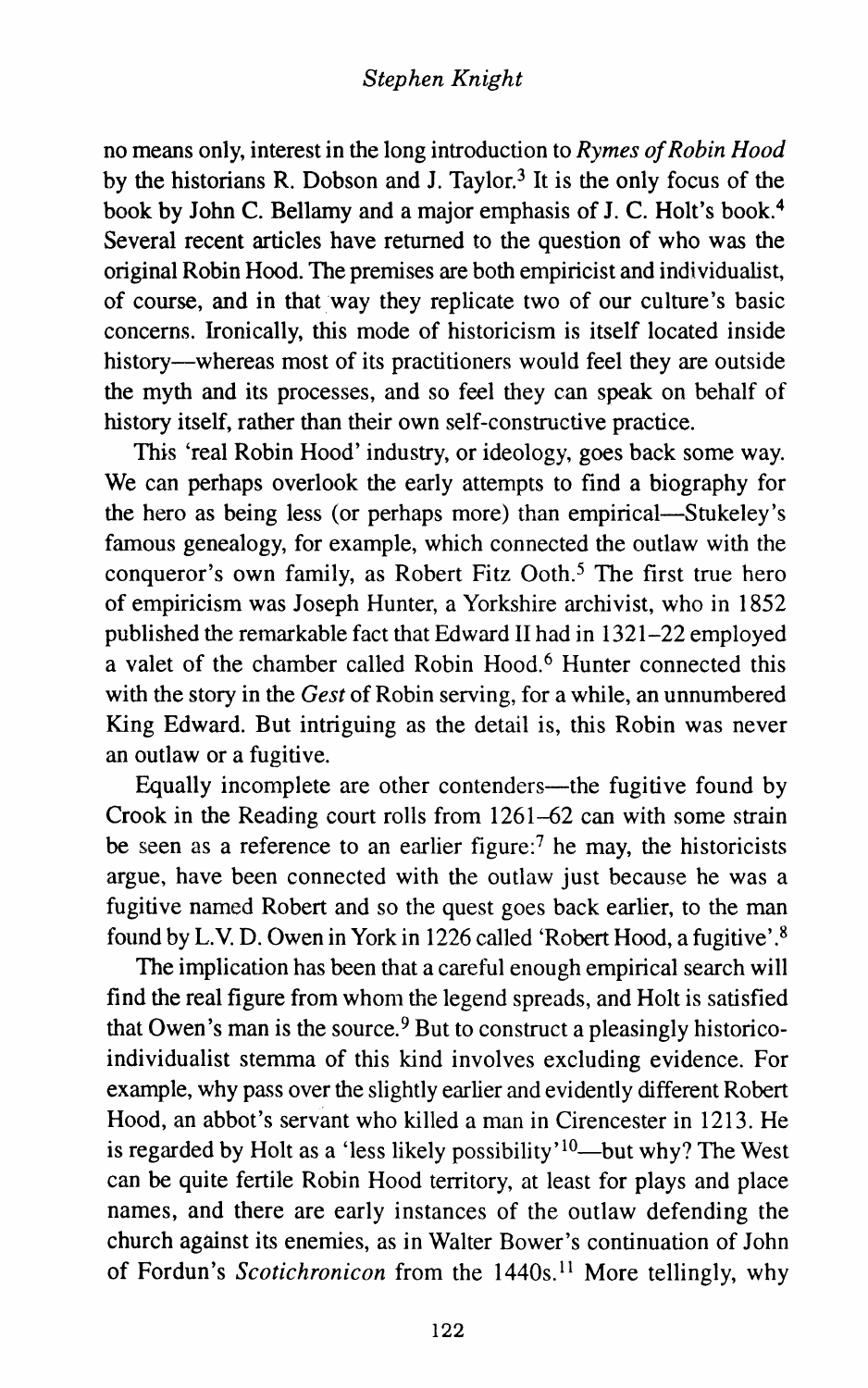no means only, interest in the long introduction to *Rymes of Robin Hood* by the historians R. Dobson and J. Taylor.[3] It is the only focus of the book by John C. Bellamy and a major emphasis of J. C. Holt's book.[4] Several recent articles have returned to the question of who was the original Robin Hood. The premises are both empiricist and individualist, of course, and in that way they replicate two of our culture's basic concerns. Ironically, this mode of historicism is itself located inside history—whereas most of its practitioners would feel they are outside the myth and its processes, and so feel they can speak on behalf of history itself, rather than their own self-constructive practice.

This 'real Robin Hood' industry, or ideology, goes back some way. We can perhaps overlook the early attempts to find a biography for the hero as being less (or perhaps more) than empirical—Stukeley's famous genealogy, for example, which connected the outlaw with the conqueror's own family, as Robert Fitz Ooth.[5] The first true hero of empiricism was Joseph Hunter, a Yorkshire archivist, who in 1852 published the remarkable fact that Edward II had in 1321–22 employed a valet of the chamber called Robin Hood.[6] Hunter connected this with the story in the *Gest* of Robin serving, for a while, an unnumbered King Edward. But intriguing as the detail is, this Robin was never an outlaw or a fugitive.

Equally incomplete are other contenders—the fugitive found by Crook in the Reading court rolls from 1261–62 can with some strain be seen as a reference to an earlier figure:[7] he may, the historicists argue, have been connected with the outlaw just because he was a fugitive named Robert and so the quest goes back earlier, to the man found by L.V. D. Owen in York in 1226 called 'Robert Hood, a fugitive'.[8]

The implication has been that a careful enough empirical search will find the real figure from whom the legend spreads, and Holt is satisfied that Owen's man is the source.[9] But to construct a pleasingly historico-individualist stemma of this kind involves excluding evidence. For example, why pass over the slightly earlier and evidently different Robert Hood, an abbot's servant who killed a man in Cirencester in 1213. He is regarded by Holt as a 'less likely possibility'[10]—but why? The West can be quite fertile Robin Hood territory, at least for plays and place names, and there are early instances of the outlaw defending the church against its enemies, as in Walter Bower's continuation of John of Fordun's *Scotichronicon* from the 1440s.[11] More tellingly, why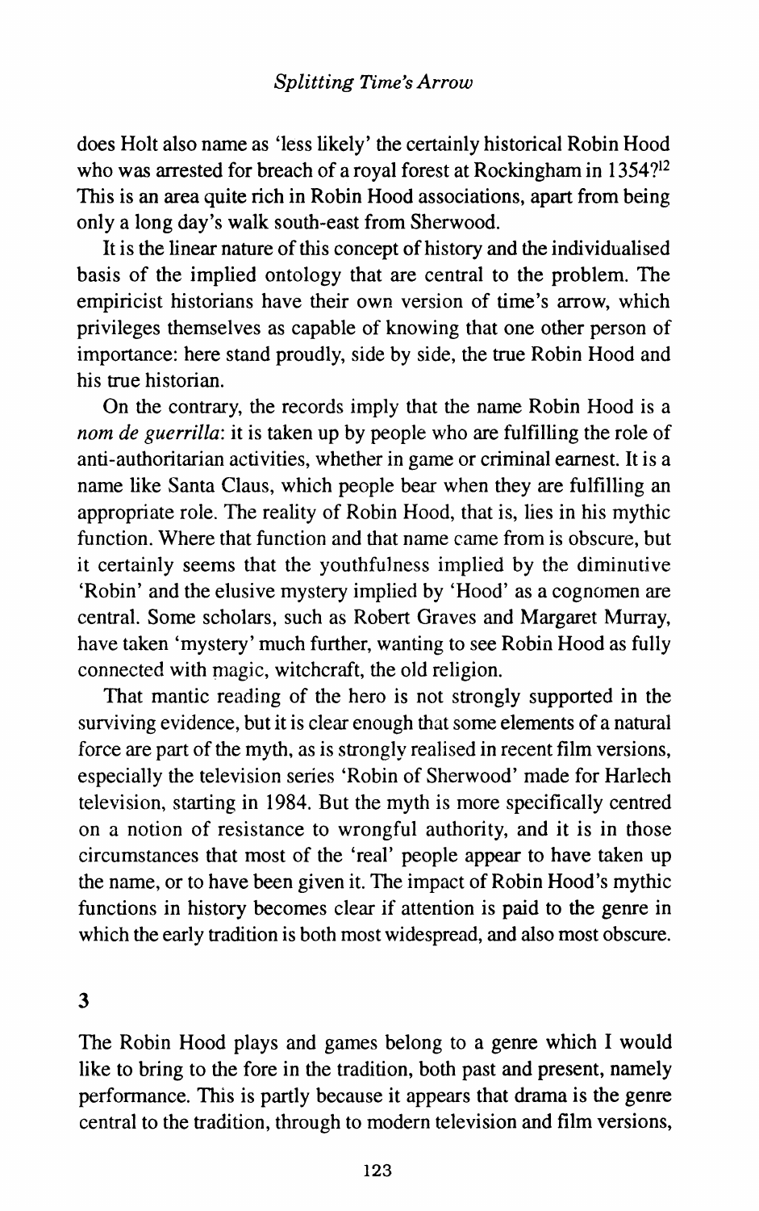does Holt also name as 'less likely' the certainly historical Robin Hood who was arrested for breach of a royal forest at Rockingham in 1354?[12] This is an area quite rich in Robin Hood associations, apart from being only a long day's walk south-east from Sherwood.

It is the linear nature of this concept of history and the individualised basis of the implied ontology that are central to the problem. The empiricist historians have their own version of time's arrow, which privileges themselves as capable of knowing that one other person of importance: here stand proudly, side by side, the true Robin Hood and his true historian.

On the contrary, the records imply that the name Robin Hood is a *nom de guerrilla*: it is taken up by people who are fulfilling the role of anti-authoritarian activities, whether in game or criminal earnest. It is a name like Santa Claus, which people bear when they are fulfilling an appropriate role. The reality of Robin Hood, that is, lies in his mythic function. Where that function and that name came from is obscure, but it certainly seems that the youthfulness implied by the diminutive 'Robin' and the elusive mystery implied by 'Hood' as a cognomen are central. Some scholars, such as Robert Graves and Margaret Murray, have taken 'mystery' much further, wanting to see Robin Hood as fully connected with magic, witchcraft, the old religion.

That mantic reading of the hero is not strongly supported in the surviving evidence, but it is clear enough that some elements of a natural force are part of the myth, as is strongly realised in recent film versions, especially the television series 'Robin of Sherwood' made for Harlech television, starting in 1984. But the myth is more specifically centred on a notion of resistance to wrongful authority, and it is in those circumstances that most of the 'real' people appear to have taken up the name, or to have been given it. The impact of Robin Hood's mythic functions in history becomes clear if attention is paid to the genre in which the early tradition is both most widespread, and also most obscure.

## 3

The Robin Hood plays and games belong to a genre which I would like to bring to the fore in the tradition, both past and present, namely performance. This is partly because it appears that drama is the genre central to the tradition, through to modern television and film versions,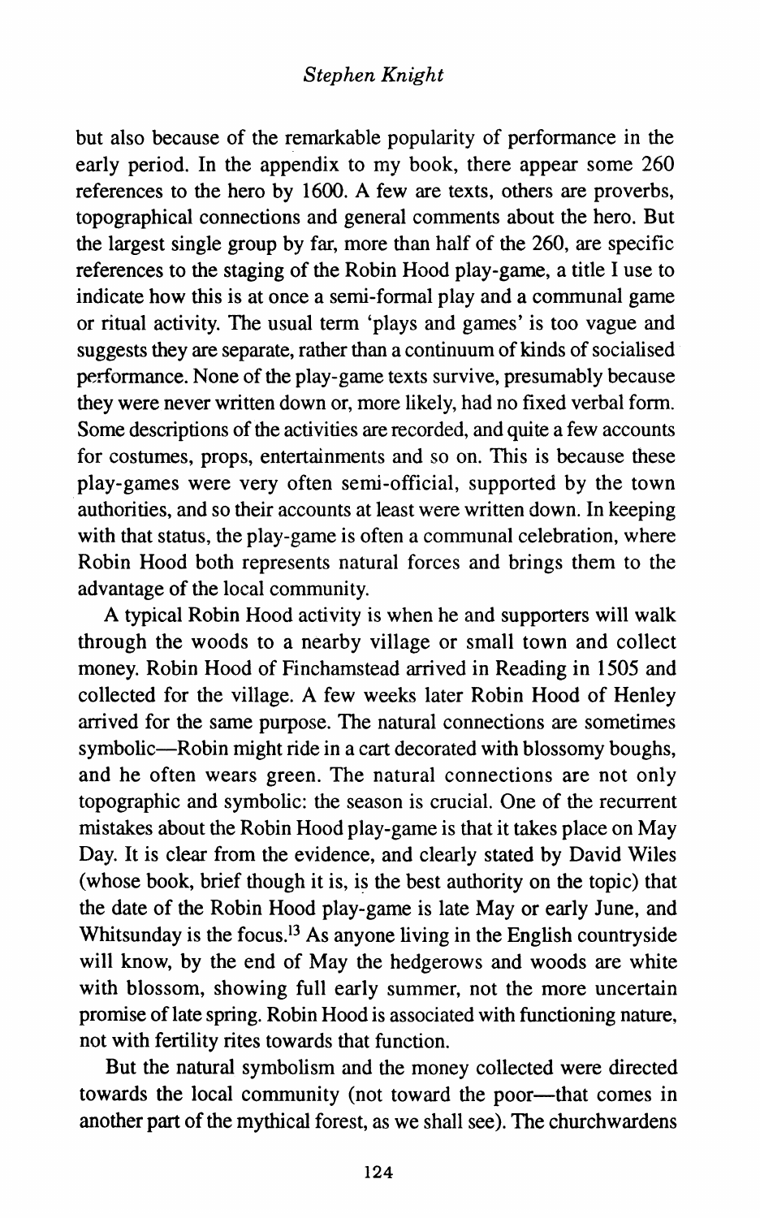but also because of the remarkable popularity of performance in the early period. In the appendix to my book, there appear some 260 references to the hero by 1600. A few are texts, others are proverbs, topographical connections and general comments about the hero. But the largest single group by far, more than half of the 260, are specific references to the staging of the Robin Hood play-game, a title I use to indicate how this is at once a semi-formal play and a communal game or ritual activity. The usual term 'plays and games' is too vague and suggests they are separate, rather than a continuum of kinds of socialised performance. None of the play-game texts survive, presumably because they were never written down or, more likely, had no fixed verbal form. Some descriptions of the activities are recorded, and quite a few accounts for costumes, props, entertainments and so on. This is because these play-games were very often semi-official, supported by the town authorities, and so their accounts at least were written down. In keeping with that status, the play-game is often a communal celebration, where Robin Hood both represents natural forces and brings them to the advantage of the local community.

A typical Robin Hood activity is when he and supporters will walk through the woods to a nearby village or small town and collect money. Robin Hood of Finchamstead arrived in Reading in 1505 and collected for the village. A few weeks later Robin Hood of Henley arrived for the same purpose. The natural connections are sometimes symbolic—Robin might ride in a cart decorated with blossomy boughs, and he often wears green. The natural connections are not only topographic and symbolic: the season is crucial. One of the recurrent mistakes about the Robin Hood play-game is that it takes place on May Day. It is clear from the evidence, and clearly stated by David Wiles (whose book, brief though it is, is the best authority on the topic) that the date of the Robin Hood play-game is late May or early June, and Whitsunday is the focus.[13] As anyone living in the English countryside will know, by the end of May the hedgerows and woods are white with blossom, showing full early summer, not the more uncertain promise of late spring. Robin Hood is associated with functioning nature, not with fertility rites towards that function.

But the natural symbolism and the money collected were directed towards the local community (not toward the poor—that comes in another part of the mythical forest, as we shall see). The churchwardens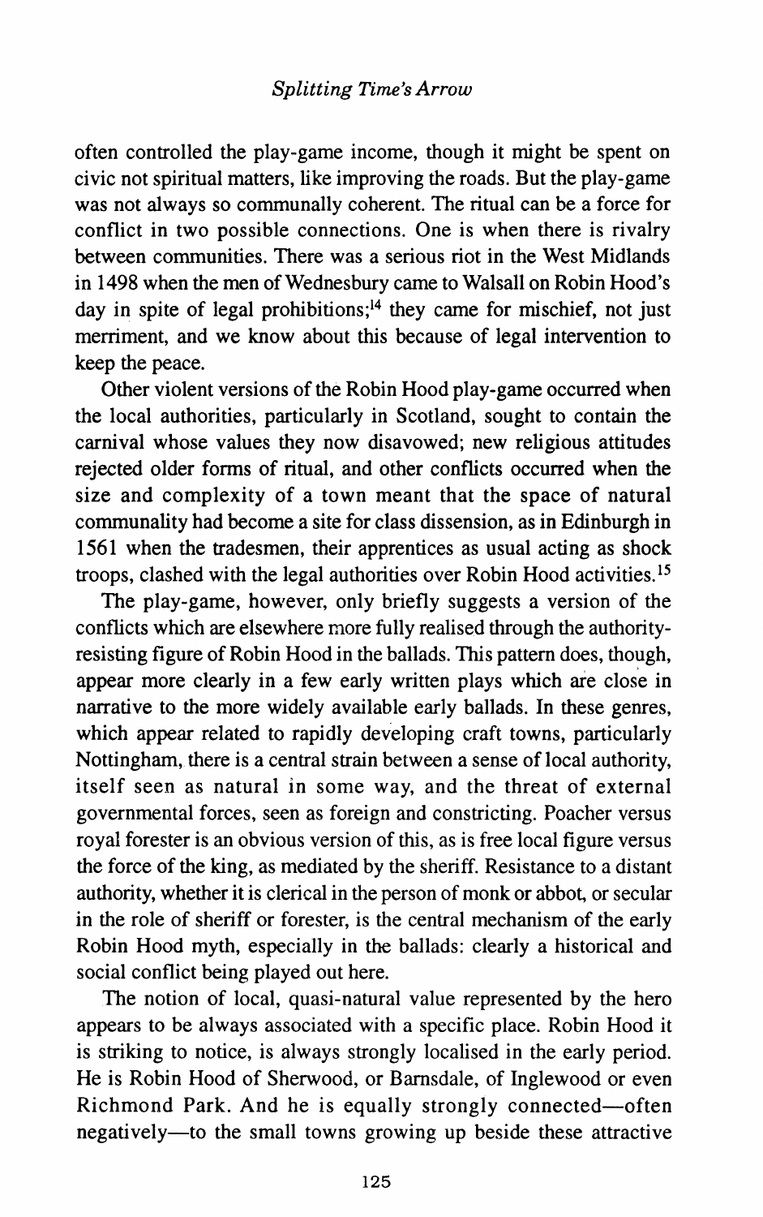often controlled the play-game income, though it might be spent on civic not spiritual matters, like improving the roads. But the play-game was not always so communally coherent. The ritual can be a force for conflict in two possible connections. One is when there is rivalry between communities. There was a serious riot in the West Midlands in 1498 when the men of Wednesbury came to Walsall on Robin Hood's day in spite of legal prohibitions;[14] they came for mischief, not just merriment, and we know about this because of legal intervention to keep the peace.

Other violent versions of the Robin Hood play-game occurred when the local authorities, particularly in Scotland, sought to contain the carnival whose values they now disavowed; new religious attitudes rejected older forms of ritual, and other conflicts occurred when the size and complexity of a town meant that the space of natural communality had become a site for class dissension, as in Edinburgh in 1561 when the tradesmen, their apprentices as usual acting as shock troops, clashed with the legal authorities over Robin Hood activities.[15]

The play-game, however, only briefly suggests a version of the conflicts which are elsewhere more fully realised through the authority-resisting figure of Robin Hood in the ballads. This pattern does, though, appear more clearly in a few early written plays which are close in narrative to the more widely available early ballads. In these genres, which appear related to rapidly developing craft towns, particularly Nottingham, there is a central strain between a sense of local authority, itself seen as natural in some way, and the threat of external governmental forces, seen as foreign and constricting. Poacher versus royal forester is an obvious version of this, as is free local figure versus the force of the king, as mediated by the sheriff. Resistance to a distant authority, whether it is clerical in the person of monk or abbot, or secular in the role of sheriff or forester, is the central mechanism of the early Robin Hood myth, especially in the ballads: clearly a historical and social conflict being played out here.

The notion of local, quasi-natural value represented by the hero appears to be always associated with a specific place. Robin Hood it is striking to notice, is always strongly localised in the early period. He is Robin Hood of Sherwood, or Barnsdale, of Inglewood or even Richmond Park. And he is equally strongly connected—often negatively—to the small towns growing up beside these attractive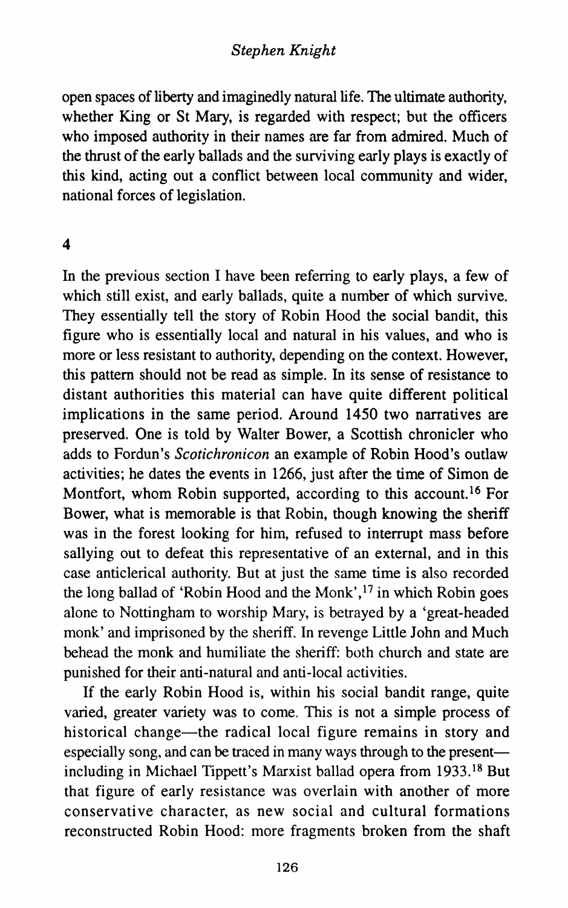open spaces of liberty and imaginedly natural life. The ultimate authority, whether King or St Mary, is regarded with respect; but the officers who imposed authority in their names are far from admired. Much of the thrust of the early ballads and the surviving early plays is exactly of this kind, acting out a conflict between local community and wider, national forces of legislation.

## 4

In the previous section I have been referring to early plays, a few of which still exist, and early ballads, quite a number of which survive. They essentially tell the story of Robin Hood the social bandit, this figure who is essentially local and natural in his values, and who is more or less resistant to authority, depending on the context. However, this pattern should not be read as simple. In its sense of resistance to distant authorities this material can have quite different political implications in the same period. Around 1450 two narratives are preserved. One is told by Walter Bower, a Scottish chronicler who adds to Fordun's *Scotichronicon* an example of Robin Hood's outlaw activities; he dates the events in 1266, just after the time of Simon de Montfort, whom Robin supported, according to this account.[16] For Bower, what is memorable is that Robin, though knowing the sheriff was in the forest looking for him, refused to interrupt mass before sallying out to defeat this representative of an external, and in this case anticlerical authority. But at just the same time is also recorded the long ballad of 'Robin Hood and the Monk',[17] in which Robin goes alone to Nottingham to worship Mary, is betrayed by a 'great-headed monk' and imprisoned by the sheriff. In revenge Little John and Much behead the monk and humiliate the sheriff: both church and state are punished for their anti-natural and anti-local activities.

If the early Robin Hood is, within his social bandit range, quite varied, greater variety was to come. This is not a simple process of historical change—the radical local figure remains in story and especially song, and can be traced in many ways through to the present—including in Michael Tippett's Marxist ballad opera from 1933.[18] But that figure of early resistance was overlain with another of more conservative character, as new social and cultural formations reconstructed Robin Hood: more fragments broken from the shaft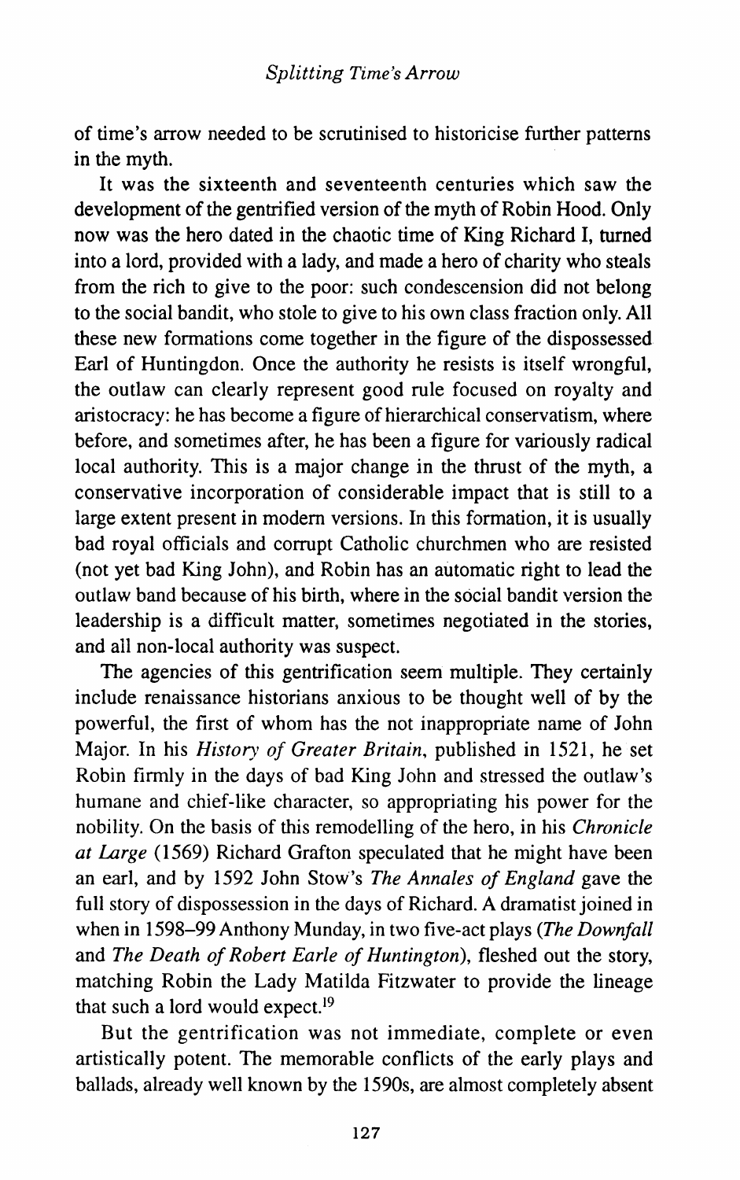of time's arrow needed to be scrutinised to historicise further patterns in the myth.

It was the sixteenth and seventeenth centuries which saw the development of the gentrified version of the myth of Robin Hood. Only now was the hero dated in the chaotic time of King Richard I, turned into a lord, provided with a lady, and made a hero of charity who steals from the rich to give to the poor: such condescension did not belong to the social bandit, who stole to give to his own class fraction only. All these new formations come together in the figure of the dispossessed Earl of Huntingdon. Once the authority he resists is itself wrongful, the outlaw can clearly represent good rule focused on royalty and aristocracy: he has become a figure of hierarchical conservatism, where before, and sometimes after, he has been a figure for variously radical local authority. This is a major change in the thrust of the myth, a conservative incorporation of considerable impact that is still to a large extent present in modern versions. In this formation, it is usually bad royal officials and corrupt Catholic churchmen who are resisted (not yet bad King John), and Robin has an automatic right to lead the outlaw band because of his birth, where in the social bandit version the leadership is a difficult matter, sometimes negotiated in the stories, and all non-local authority was suspect.

The agencies of this gentrification seem multiple. They certainly include renaissance historians anxious to be thought well of by the powerful, the first of whom has the not inappropriate name of John Major. In his *History of Greater Britain*, published in 1521, he set Robin firmly in the days of bad King John and stressed the outlaw's humane and chief-like character, so appropriating his power for the nobility. On the basis of this remodelling of the hero, in his *Chronicle at Large* (1569) Richard Grafton speculated that he might have been an earl, and by 1592 John Stow's *The Annales of England* gave the full story of dispossession in the days of Richard. A dramatist joined in when in 1598–99 Anthony Munday, in two five-act plays (*The Downfall* and *The Death of Robert Earle of Huntington*), fleshed out the story, matching Robin the Lady Matilda Fitzwater to provide the lineage that such a lord would expect.[19]

But the gentrification was not immediate, complete or even artistically potent. The memorable conflicts of the early plays and ballads, already well known by the 1590s, are almost completely absent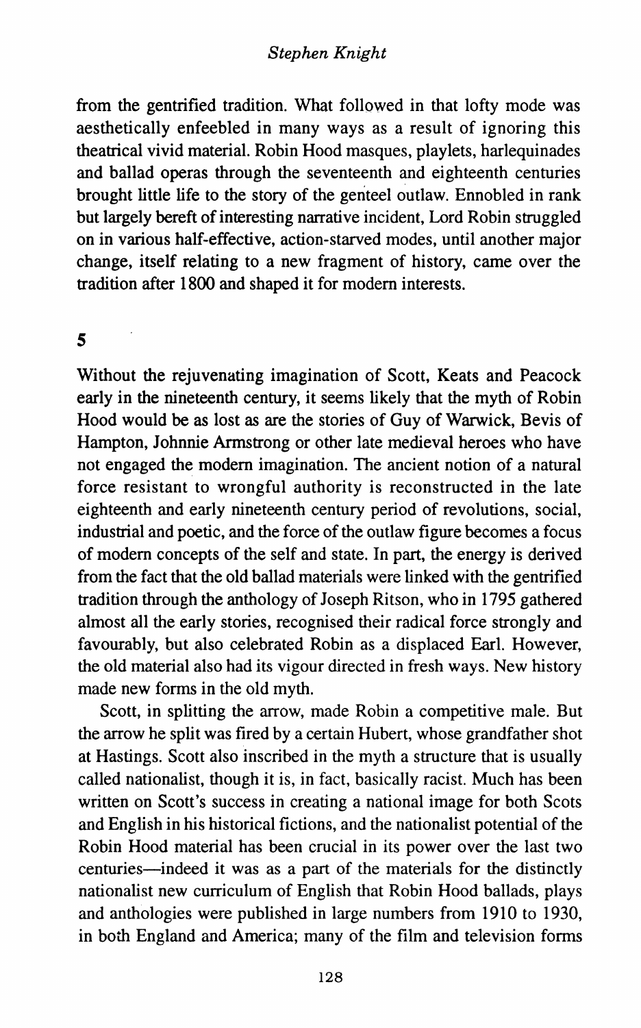from the gentrified tradition. What followed in that lofty mode was aesthetically enfeebled in many ways as a result of ignoring this theatrical vivid material. Robin Hood masques, playlets, harlequinades and ballad operas through the seventeenth and eighteenth centuries brought little life to the story of the genteel outlaw. Ennobled in rank but largely bereft of interesting narrative incident, Lord Robin struggled on in various half-effective, action-starved modes, until another major change, itself relating to a new fragment of history, came over the tradition after 1800 and shaped it for modern interests.

## 5

Without the rejuvenating imagination of Scott, Keats and Peacock early in the nineteenth century, it seems likely that the myth of Robin Hood would be as lost as are the stories of Guy of Warwick, Bevis of Hampton, Johnnie Armstrong or other late medieval heroes who have not engaged the modern imagination. The ancient notion of a natural force resistant to wrongful authority is reconstructed in the late eighteenth and early nineteenth century period of revolutions, social, industrial and poetic, and the force of the outlaw figure becomes a focus of modern concepts of the self and state. In part, the energy is derived from the fact that the old ballad materials were linked with the gentrified tradition through the anthology of Joseph Ritson, who in 1795 gathered almost all the early stories, recognised their radical force strongly and favourably, but also celebrated Robin as a displaced Earl. However, the old material also had its vigour directed in fresh ways. New history made new forms in the old myth.

Scott, in splitting the arrow, made Robin a competitive male. But the arrow he split was fired by a certain Hubert, whose grandfather shot at Hastings. Scott also inscribed in the myth a structure that is usually called nationalist, though it is, in fact, basically racist. Much has been written on Scott's success in creating a national image for both Scots and English in his historical fictions, and the nationalist potential of the Robin Hood material has been crucial in its power over the last two centuries—indeed it was as a part of the materials for the distinctly nationalist new curriculum of English that Robin Hood ballads, plays and anthologies were published in large numbers from 1910 to 1930, in both England and America; many of the film and television forms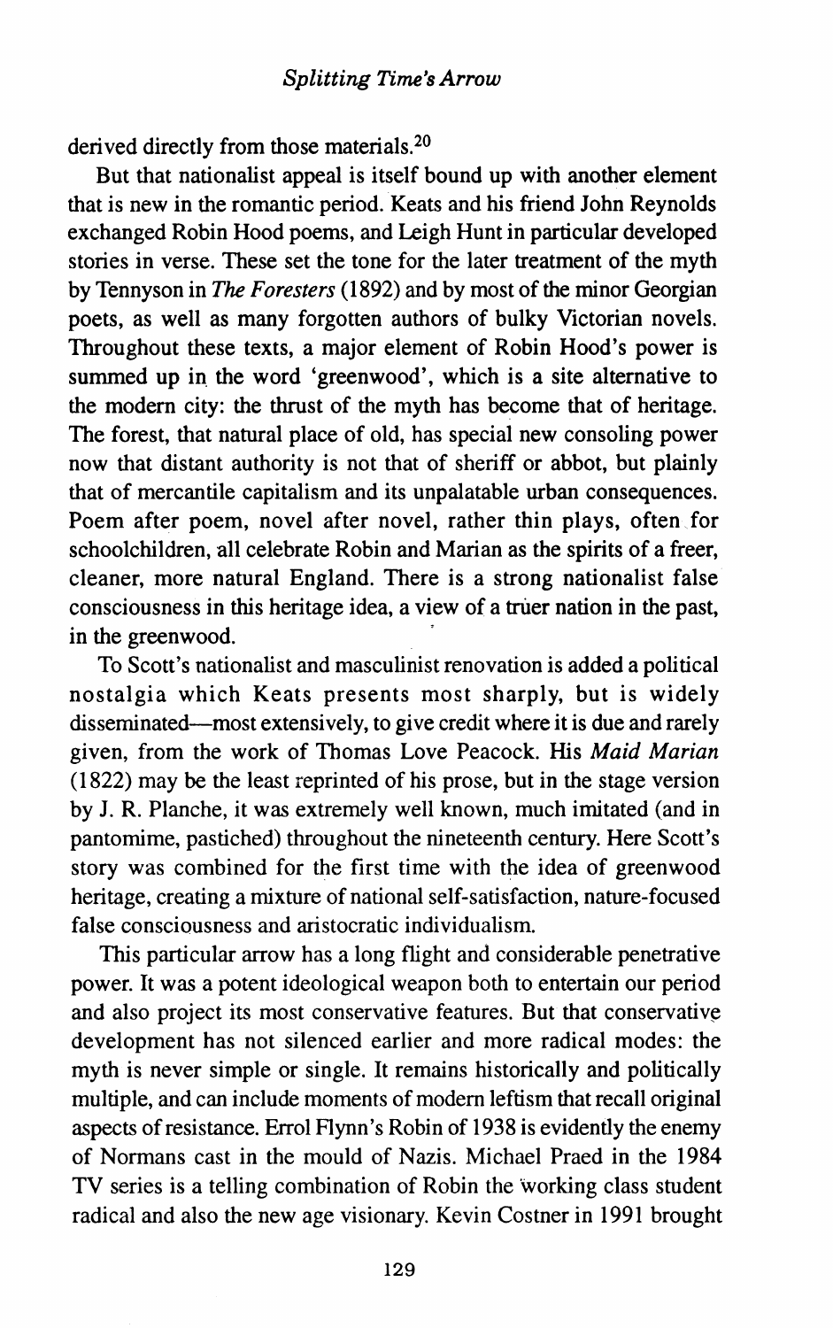derived directly from those materials.[20]

But that nationalist appeal is itself bound up with another element that is new in the romantic period. Keats and his friend John Reynolds exchanged Robin Hood poems, and Leigh Hunt in particular developed stories in verse. These set the tone for the later treatment of the myth by Tennyson in *The Foresters* (1892) and by most of the minor Georgian poets, as well as many forgotten authors of bulky Victorian novels. Throughout these texts, a major element of Robin Hood's power is summed up in the word 'greenwood', which is a site alternative to the modern city: the thrust of the myth has become that of heritage. The forest, that natural place of old, has special new consoling power now that distant authority is not that of sheriff or abbot, but plainly that of mercantile capitalism and its unpalatable urban consequences. Poem after poem, novel after novel, rather thin plays, often for schoolchildren, all celebrate Robin and Marian as the spirits of a freer, cleaner, more natural England. There is a strong nationalist false consciousness in this heritage idea, a view of a truer nation in the past, in the greenwood.

To Scott's nationalist and masculinist renovation is added a political nostalgia which Keats presents most sharply, but is widely disseminated—most extensively, to give credit where it is due and rarely given, from the work of Thomas Love Peacock. His *Maid Marian* (1822) may be the least reprinted of his prose, but in the stage version by J. R. Planche, it was extremely well known, much imitated (and in pantomime, pastiched) throughout the nineteenth century. Here Scott's story was combined for the first time with the idea of greenwood heritage, creating a mixture of national self-satisfaction, nature-focused false consciousness and aristocratic individualism.

This particular arrow has a long flight and considerable penetrative power. It was a potent ideological weapon both to entertain our period and also project its most conservative features. But that conservative development has not silenced earlier and more radical modes: the myth is never simple or single. It remains historically and politically multiple, and can include moments of modern leftism that recall original aspects of resistance. Errol Flynn's Robin of 1938 is evidently the enemy of Normans cast in the mould of Nazis. Michael Praed in the 1984 TV series is a telling combination of Robin the working class student radical and also the new age visionary. Kevin Costner in 1991 brought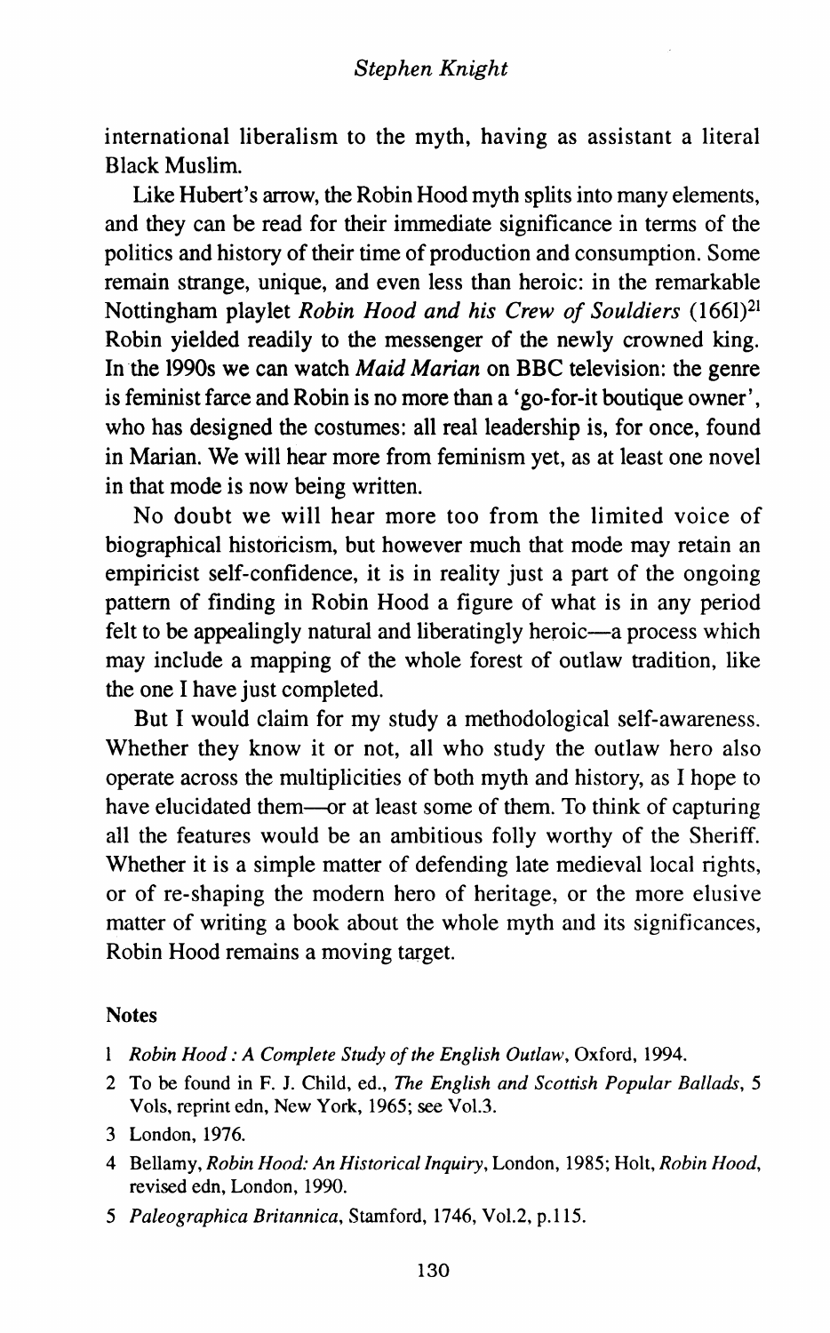international liberalism to the myth, having as assistant a literal Black Muslim.

Like Hubert's arrow, the Robin Hood myth splits into many elements, and they can be read for their immediate significance in terms of the politics and history of their time of production and consumption. Some remain strange, unique, and even less than heroic: in the remarkable Nottingham playlet *Robin Hood and his Crew of Souldiers* (1661)[21] Robin yielded readily to the messenger of the newly crowned king. In the 1990s we can watch *Maid Marian* on BBC television: the genre is feminist farce and Robin is no more than a 'go-for-it boutique owner', who has designed the costumes: all real leadership is, for once, found in Marian. We will hear more from feminism yet, as at least one novel in that mode is now being written.

No doubt we will hear more too from the limited voice of biographical historicism, but however much that mode may retain an empiricist self-confidence, it is in reality just a part of the ongoing pattern of finding in Robin Hood a figure of what is in any period felt to be appealingly natural and liberatingly heroic—a process which may include a mapping of the whole forest of outlaw tradition, like the one I have just completed.

But I would claim for my study a methodological self-awareness. Whether they know it or not, all who study the outlaw hero also operate across the multiplicities of both myth and history, as I hope to have elucidated them—or at least some of them. To think of capturing all the features would be an ambitious folly worthy of the Sheriff. Whether it is a simple matter of defending late medieval local rights, or of re-shaping the modern hero of heritage, or the more elusive matter of writing a book about the whole myth and its significances, Robin Hood remains a moving target.

## Notes

1 *Robin Hood : A Complete Study of the English Outlaw*, Oxford, 1994.

2 To be found in F. J. Child, ed., *The English and Scottish Popular Ballads*, 5 Vols, reprint edn, New York, 1965; see Vol.3.

3 London, 1976.

4 Bellamy, *Robin Hood: An Historical Inquiry*, London, 1985; Holt, *Robin Hood*, revised edn, London, 1990.

5 *Paleographica Britannica*, Stamford, 1746, Vol.2, p.115.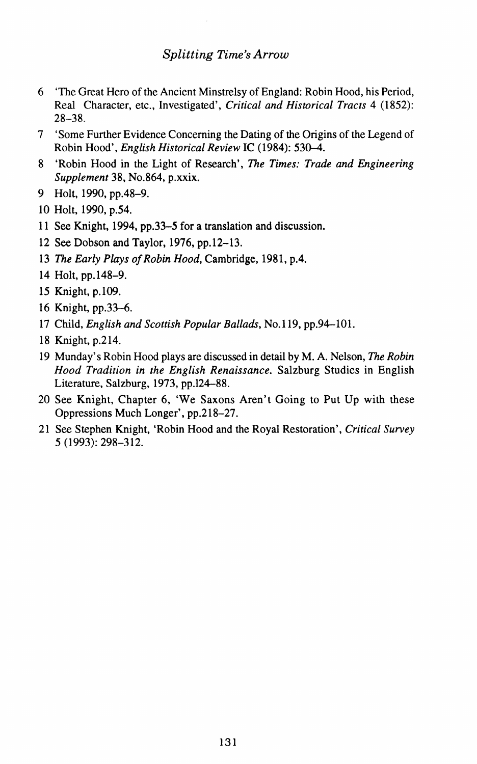6 'The Great Hero of the Ancient Minstrelsy of England: Robin Hood, his Period, Real Character, etc., Investigated', *Critical and Historical Tracts* 4 (1852): 28–38.

7 'Some Further Evidence Concerning the Dating of the Origins of the Legend of Robin Hood', *English Historical Review* IC (1984): 530–4.

8 'Robin Hood in the Light of Research', *The Times: Trade and Engineering Supplement* 38, No.864, p.xxix.

9 Holt, 1990, pp.48–9.

10 Holt, 1990, p.54.

11 See Knight, 1994, pp.33–5 for a translation and discussion.

12 See Dobson and Taylor, 1976, pp.12–13.

13 *The Early Plays of Robin Hood*, Cambridge, 1981, p.4.

14 Holt, pp.148–9.

15 Knight, p.109.

16 Knight, pp.33–6.

17 Child, *English and Scottish Popular Ballads*, No.119, pp.94–101.

18 Knight, p.214.

19 Munday's Robin Hood plays are discussed in detail by M. A. Nelson, *The Robin Hood Tradition in the English Renaissance*. Salzburg Studies in English Literature, Salzburg, 1973, pp.124–88.

20 See Knight, Chapter 6, 'We Saxons Aren't Going to Put Up with these Oppressions Much Longer', pp.218–27.

21 See Stephen Knight, 'Robin Hood and the Royal Restoration', *Critical Survey* 5 (1993): 298–312.